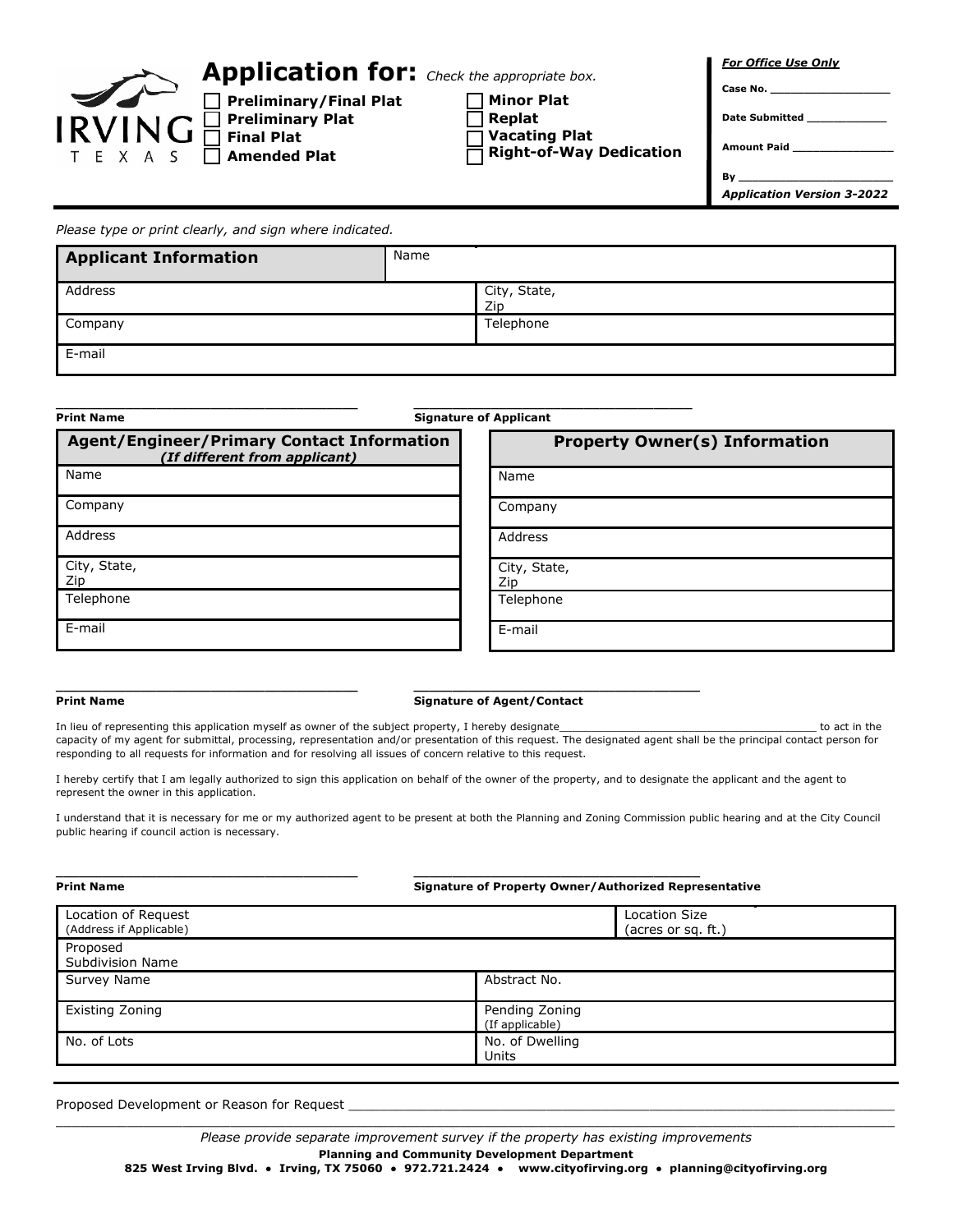IRVING TEXAS

# Application for: *Check the appropriate box.*

- ☐ **Preliminary/Final Plat**
- ☐ **Preliminary Plat**
- ☐ **Final Plat**
- ☐ **Amended Plat**
- ☐ **Minor Plat**
- ☐ **Replat**
- ☐ **Vacating Plat**
- ☐ **Right-of-Way Dedication**

***For Office Use Only***

**Case No.** ___________________

**Date Submitted** ____________

**Amount Paid** _______________

**By** _______________________

***Application Version 3-2022***

*Please type or print clearly, and sign where indicated.*

| **Applicant Information** | Name |
|---|---|
| Address | City, State, Zip |
| Company | Telephone |
| E-mail | |

____________________________________ ____________________________________

**Print Name** **Signature of Applicant**

| **Agent/Engineer/Primary Contact Information** ***(If different from applicant)*** |
|---|
| Name |
| Company |
| Address |
| City, State, Zip |
| Telephone |
| E-mail |

| **Property Owner(s) Information** |
|---|
| Name |
| Company |
| Address |
| City, State, Zip |
| Telephone |
| E-mail |

____________________________________ ____________________________________

**Print Name** **Signature of Agent/Contact**

In lieu of representing this application myself as owner of the subject property, I hereby designate__________________________________________ to act in the capacity of my agent for submittal, processing, representation and/or presentation of this request. The designated agent shall be the principal contact person for responding to all requests for information and for resolving all issues of concern relative to this request.

I hereby certify that I am legally authorized to sign this application on behalf of the owner of the property, and to designate the applicant and the agent to represent the owner in this application.

I understand that it is necessary for me or my authorized agent to be present at both the Planning and Zoning Commission public hearing and at the City Council public hearing if council action is necessary.

____________________________________ ____________________________________

**Print Name** **Signature of Property Owner/Authorized Representative**

| Location of Request (Address if Applicable) | Location Size (acres or sq. ft.) |
|---|---|
| Proposed Subdivision Name | |
| Survey Name | Abstract No. |
| Existing Zoning | Pending Zoning (If applicable) |
| No. of Lots | No. of Dwelling Units |

Proposed Development or Reason for Request ________________________________________________________________________

_____________________________________________________________________________________________________________

*Please provide separate improvement survey if the property has existing improvements*

**Planning and Community Development Department**

**825 West Irving Blvd. • Irving, TX 75060 • 972.721.2424 • www.cityofirving.org • planning@cityofirving.org**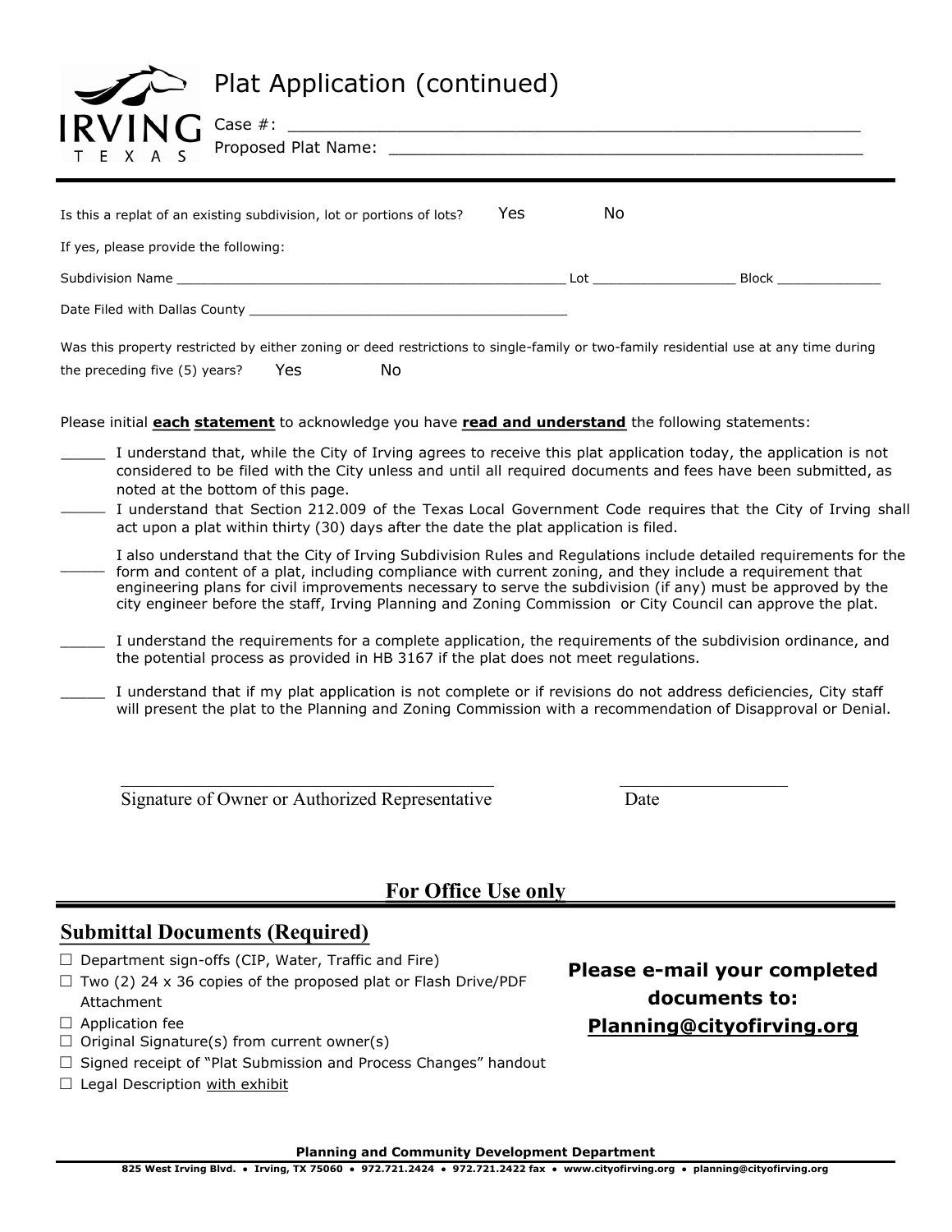# Plat Application (continued)

Case #: ___________________________________________________________

Proposed Plat Name: ___________________________________________________

Is this a replat of an existing subdivision, lot or portions of lots? Yes No

If yes, please provide the following:

Subdivision Name _________________________________________________ Lot __________________ Block ______________

Date Filed with Dallas County ________________________________________

Was this property restricted by either zoning or deed restrictions to single-family or two-family residential use at any time during the preceding five (5) years? Yes No

Please initial **each statement** to acknowledge you have **read and understand** the following statements:

_____ I understand that, while the City of Irving agrees to receive this plat application today, the application is not considered to be filed with the City unless and until all required documents and fees have been submitted, as noted at the bottom of this page.

_____ I understand that Section 212.009 of the Texas Local Government Code requires that the City of Irving shall act upon a plat within thirty (30) days after the date the plat application is filed.

_____ I also understand that the City of Irving Subdivision Rules and Regulations include detailed requirements for the form and content of a plat, including compliance with current zoning, and they include a requirement that engineering plans for civil improvements necessary to serve the subdivision (if any) must be approved by the city engineer before the staff, Irving Planning and Zoning Commission or City Council can approve the plat.

_____ I understand the requirements for a complete application, the requirements of the subdivision ordinance, and the potential process as provided in HB 3167 if the plat does not meet regulations.

_____ I understand that if my plat application is not complete or if revisions do not address deficiencies, City staff will present the plat to the Planning and Zoning Commission with a recommendation of Disapproval or Denial.

________________________________________ ____________________

Signature of Owner or Authorized Representative Date

## For Office Use only

## Submittal Documents (Required)

- ☐ Department sign-offs (CIP, Water, Traffic and Fire)
- ☐ Two (2) 24 x 36 copies of the proposed plat or Flash Drive/PDF Attachment
- ☐ Application fee
- ☐ Original Signature(s) from current owner(s)
- ☐ Signed receipt of "Plat Submission and Process Changes" handout
- ☐ Legal Description with exhibit

**Please e-mail your completed documents to: Planning@cityofirving.org**

**Planning and Community Development Department**

**825 West Irving Blvd. • Irving, TX 75060 • 972.721.2424 • 972.721.2422 fax • www.cityofirving.org • planning@cityofirving.org**